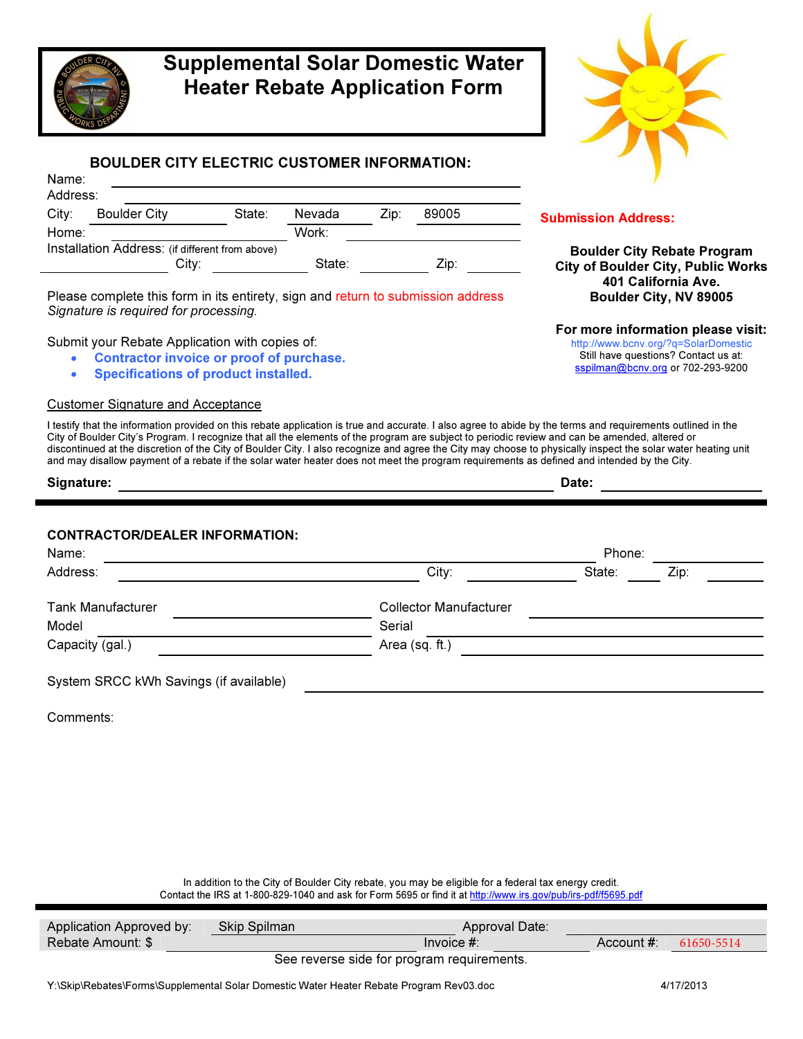# Supplemental Solar Domestic Water Heater Rebate Application Form

## BOULDER CITY ELECTRIC CUSTOMER INFORMATION:

Name: ______________________________

Address: ______________________________

City: Boulder City State: Nevada Zip: 89005

Home: ______________ Work: ______________

Installation Address: (if different from above) ______________ City: ______________ State: ______________ Zip: ______________

Please complete this form in its entirety, sign and return to submission address
*Signature is required for processing.*

Submit your Rebate Application with copies of:

- **Contractor invoice or proof of purchase.**
- **Specifications of product installed.**

**Submission Address:**

**Boulder City Rebate Program**
**City of Boulder City, Public Works**
**401 California Ave.**
**Boulder City, NV 89005**

**For more information please visit:**
http://www.bcnv.org/?q=SolarDomestic
Still have questions? Contact us at:
sspilman@bcnv.org or 702-293-9200

Customer Signature and Acceptance

I testify that the information provided on this rebate application is true and accurate. I also agree to abide by the terms and requirements outlined in the City of Boulder City's Program. I recognize that all the elements of the program are subject to periodic review and can be amended, altered or discontinued at the discretion of the City of Boulder City. I also recognize and agree the City may choose to physically inspect the solar water heating unit and may disallow payment of a rebate if the solar water heater does not meet the program requirements as defined and intended by the City.

**Signature:** ______________________________ **Date:** ______________

## CONTRACTOR/DEALER INFORMATION:

Name: ______________________________ Phone: ______________

Address: ______________________________ City: ______________ State: ______ Zip: ______

Tank Manufacturer ______________ Collector Manufacturer ______________

Model ______________ Serial ______________

Capacity (gal.) ______________ Area (sq. ft.) ______________

System SRCC kWh Savings (if available) ______________

Comments:

In addition to the City of Boulder City rebate, you may be eligible for a federal tax energy credit.
Contact the IRS at 1-800-829-1040 and ask for Form 5695 or find it at http://www.irs.gov/pub/irs-pdf/f5695.pdf

| | | | | | |
|---|---|---|---|---|---|
| Application Approved by: | Skip Spilman | Approval Date: | | | |
| Rebate Amount: $ | | Invoice #: | | Account #: | 61650-5514 |

See reverse side for program requirements.

Y:\Skip\Rebates\Forms\Supplemental Solar Domestic Water Heater Rebate Program Rev03.doc 4/17/2013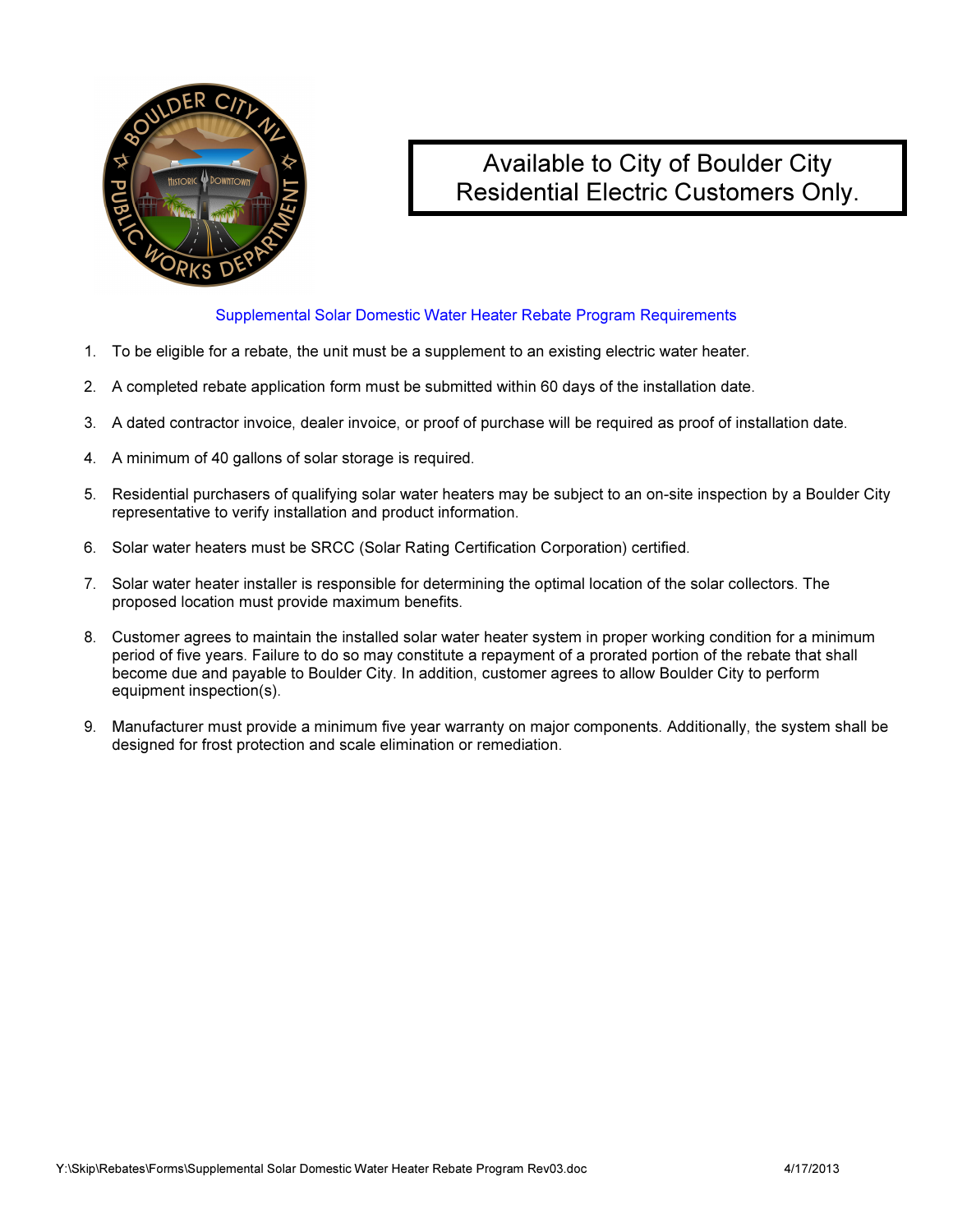**Available to City of Boulder City Residential Electric Customers Only.**

## Supplemental Solar Domestic Water Heater Rebate Program Requirements

1. To be eligible for a rebate, the unit must be a supplement to an existing electric water heater.
2. A completed rebate application form must be submitted within 60 days of the installation date.
3. A dated contractor invoice, dealer invoice, or proof of purchase will be required as proof of installation date.
4. A minimum of 40 gallons of solar storage is required.
5. Residential purchasers of qualifying solar water heaters may be subject to an on-site inspection by a Boulder City representative to verify installation and product information.
6. Solar water heaters must be SRCC (Solar Rating Certification Corporation) certified.
7. Solar water heater installer is responsible for determining the optimal location of the solar collectors. The proposed location must provide maximum benefits.
8. Customer agrees to maintain the installed solar water heater system in proper working condition for a minimum period of five years. Failure to do so may constitute a repayment of a prorated portion of the rebate that shall become due and payable to Boulder City. In addition, customer agrees to allow Boulder City to perform equipment inspection(s).
9. Manufacturer must provide a minimum five year warranty on major components. Additionally, the system shall be designed for frost protection and scale elimination or remediation.